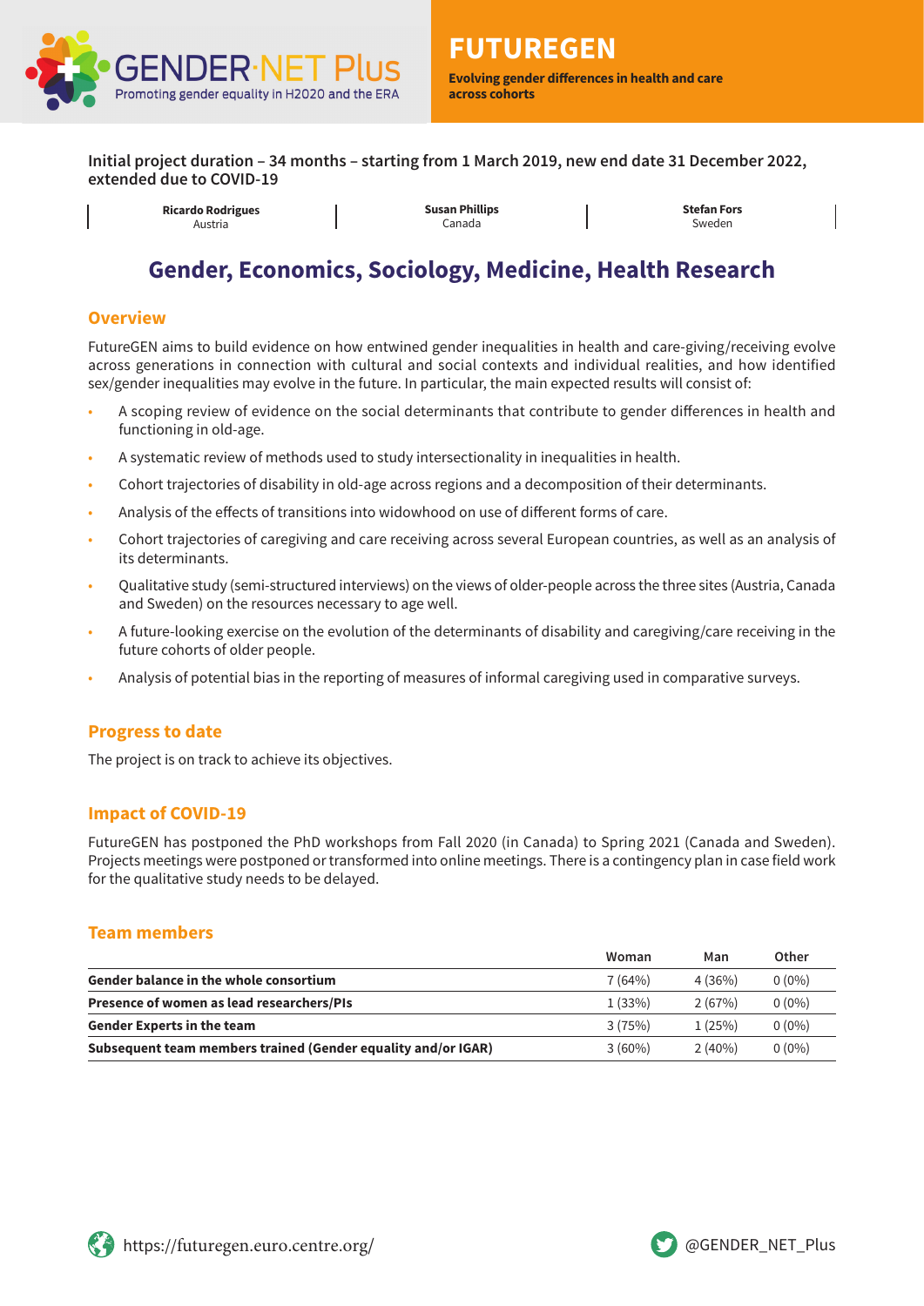GENDER·NET Plus
Promoting gender equality in H2020 and the ERA

# FUTUREGEN

**Evolving gender differences in health and care across cohorts**

**Initial project duration – 34 months – starting from 1 March 2019, new end date 31 December 2022, extended due to COVID-19**

| **Ricardo Rodrigues** Austria | **Susan Phillips** Canada | **Stefan Fors** Sweden |
|---|---|---|

## Gender, Economics, Sociology, Medicine, Health Research

### Overview

FutureGEN aims to build evidence on how entwined gender inequalities in health and care-giving/receiving evolve across generations in connection with cultural and social contexts and individual realities, and how identified sex/gender inequalities may evolve in the future. In particular, the main expected results will consist of:

- A scoping review of evidence on the social determinants that contribute to gender differences in health and functioning in old-age.
- A systematic review of methods used to study intersectionality in inequalities in health.
- Cohort trajectories of disability in old-age across regions and a decomposition of their determinants.
- Analysis of the effects of transitions into widowhood on use of different forms of care.
- Cohort trajectories of caregiving and care receiving across several European countries, as well as an analysis of its determinants.
- Qualitative study (semi-structured interviews) on the views of older-people across the three sites (Austria, Canada and Sweden) on the resources necessary to age well.
- A future-looking exercise on the evolution of the determinants of disability and caregiving/care receiving in the future cohorts of older people.
- Analysis of potential bias in the reporting of measures of informal caregiving used in comparative surveys.

### Progress to date

The project is on track to achieve its objectives.

### Impact of COVID-19

FutureGEN has postponed the PhD workshops from Fall 2020 (in Canada) to Spring 2021 (Canada and Sweden). Projects meetings were postponed or transformed into online meetings. There is a contingency plan in case field work for the qualitative study needs to be delayed.

### Team members

| | Woman | Man | Other |
|---|---|---|---|
| **Gender balance in the whole consortium** | 7 (64%) | 4 (36%) | 0 (0%) |
| **Presence of women as lead researchers/PIs** | 1 (33%) | 2 (67%) | 0 (0%) |
| **Gender Experts in the team** | 3 (75%) | 1 (25%) | 0 (0%) |
| **Subsequent team members trained (Gender equality and/or IGAR)** | 3 (60%) | 2 (40%) | 0 (0%) |

https://futuregen.euro.centre.org/

@GENDER_NET_Plus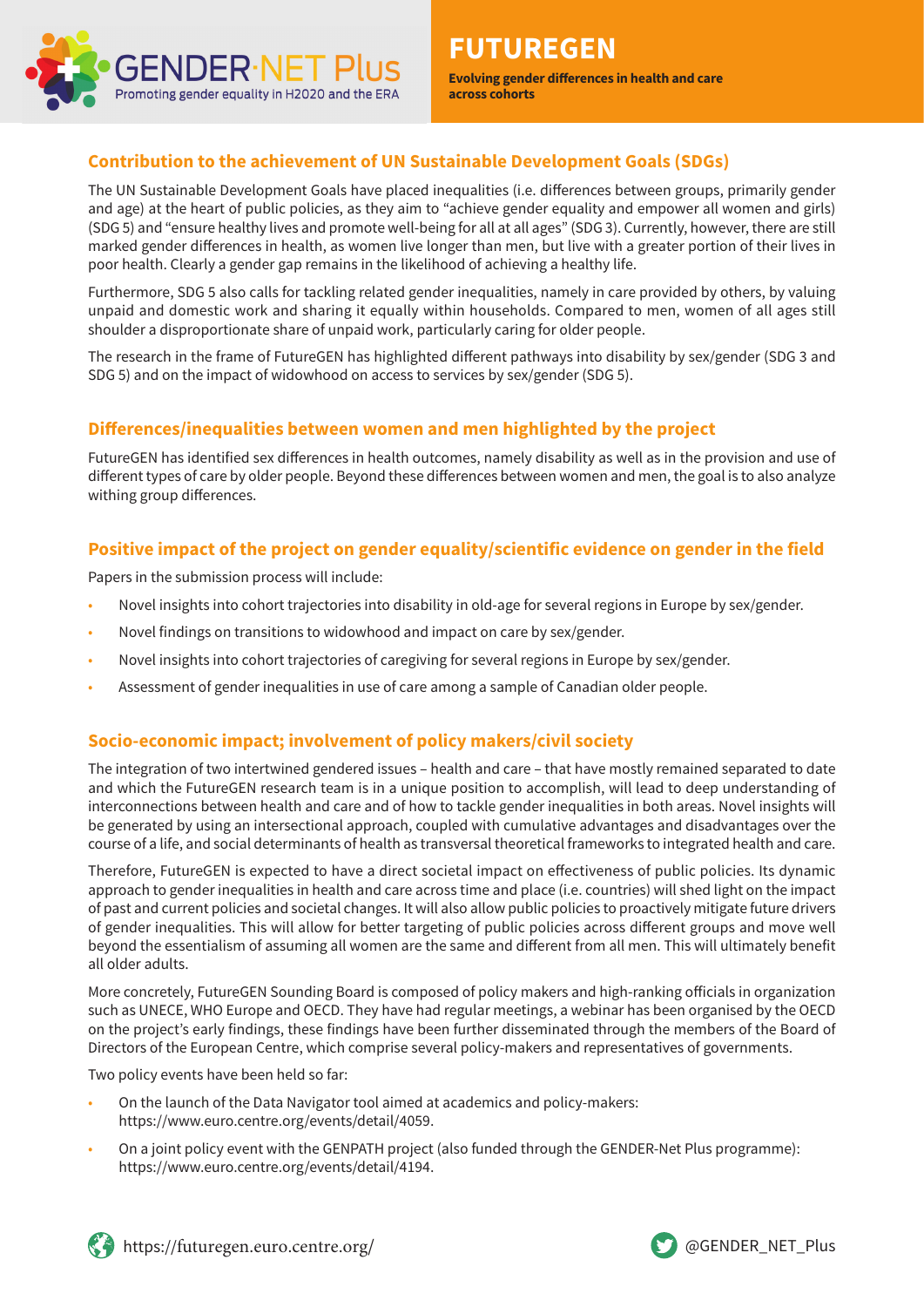GENDER·NET Plus
Promoting gender equality in H2020 and the ERA

# FUTUREGEN

**Evolving gender differences in health and care across cohorts**

## Contribution to the achievement of UN Sustainable Development Goals (SDGs)

The UN Sustainable Development Goals have placed inequalities (i.e. differences between groups, primarily gender and age) at the heart of public policies, as they aim to "achieve gender equality and empower all women and girls) (SDG 5) and "ensure healthy lives and promote well-being for all at all ages" (SDG 3). Currently, however, there are still marked gender differences in health, as women live longer than men, but live with a greater portion of their lives in poor health. Clearly a gender gap remains in the likelihood of achieving a healthy life.

Furthermore, SDG 5 also calls for tackling related gender inequalities, namely in care provided by others, by valuing unpaid and domestic work and sharing it equally within households. Compared to men, women of all ages still shoulder a disproportionate share of unpaid work, particularly caring for older people.

The research in the frame of FutureGEN has highlighted different pathways into disability by sex/gender (SDG 3 and SDG 5) and on the impact of widowhood on access to services by sex/gender (SDG 5).

## Differences/inequalities between women and men highlighted by the project

FutureGEN has identified sex differences in health outcomes, namely disability as well as in the provision and use of different types of care by older people. Beyond these differences between women and men, the goal is to also analyze withing group differences.

## Positive impact of the project on gender equality/scientific evidence on gender in the field

Papers in the submission process will include:

- Novel insights into cohort trajectories into disability in old-age for several regions in Europe by sex/gender.
- Novel findings on transitions to widowhood and impact on care by sex/gender.
- Novel insights into cohort trajectories of caregiving for several regions in Europe by sex/gender.
- Assessment of gender inequalities in use of care among a sample of Canadian older people.

## Socio-economic impact; involvement of policy makers/civil society

The integration of two intertwined gendered issues – health and care – that have mostly remained separated to date and which the FutureGEN research team is in a unique position to accomplish, will lead to deep understanding of interconnections between health and care and of how to tackle gender inequalities in both areas. Novel insights will be generated by using an intersectional approach, coupled with cumulative advantages and disadvantages over the course of a life, and social determinants of health as transversal theoretical frameworks to integrated health and care.

Therefore, FutureGEN is expected to have a direct societal impact on effectiveness of public policies. Its dynamic approach to gender inequalities in health and care across time and place (i.e. countries) will shed light on the impact of past and current policies and societal changes. It will also allow public policies to proactively mitigate future drivers of gender inequalities. This will allow for better targeting of public policies across different groups and move well beyond the essentialism of assuming all women are the same and different from all men. This will ultimately benefit all older adults.

More concretely, FutureGEN Sounding Board is composed of policy makers and high-ranking officials in organization such as UNECE, WHO Europe and OECD. They have had regular meetings, a webinar has been organised by the OECD on the project's early findings, these findings have been further disseminated through the members of the Board of Directors of the European Centre, which comprise several policy-makers and representatives of governments.

Two policy events have been held so far:

- On the launch of the Data Navigator tool aimed at academics and policy-makers: https://www.euro.centre.org/events/detail/4059.
- On a joint policy event with the GENPATH project (also funded through the GENDER-Net Plus programme): https://www.euro.centre.org/events/detail/4194.

https://futuregen.euro.centre.org/

@GENDER_NET_Plus